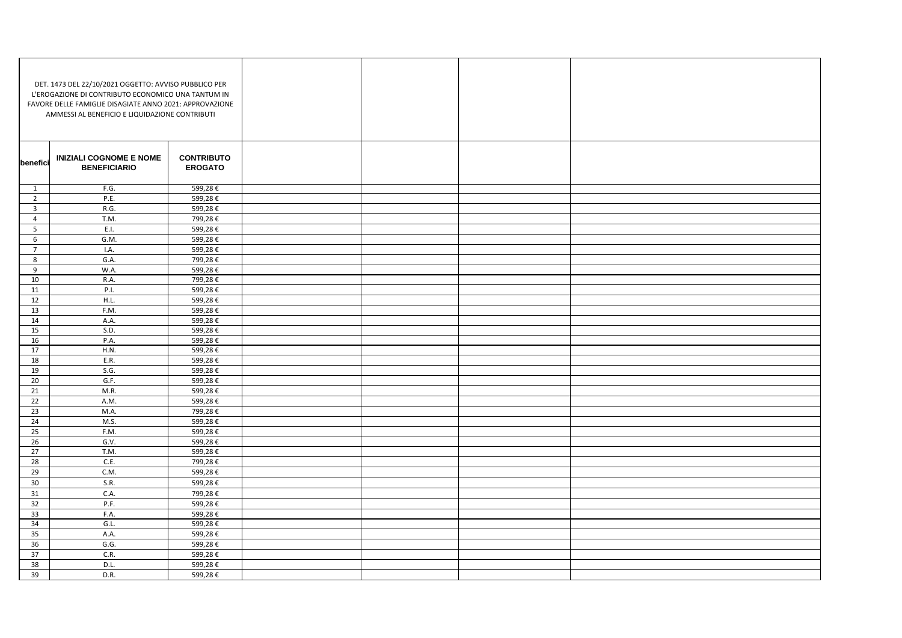DET. 1473 DEL 22/10/2021 OGGETTO: AVVISO PUBBLICO PER L'EROGAZIONE DI CONTRIBUTO ECONOMICO UNA TANTUM IN FAVORE DELLE FAMIGLIE DISAGIATE ANNO 2021: APPROVAZIONE AMMESSI AL BENEFICIO E LIQUIDAZIONE CONTRIBUTI

| benefici | INIZIALI COGNOME E NOME BENEFICIARIO | CONTRIBUTO EROGATO | | | | |
|---|---|---|---|---|---|---|
| 1 | F.G. | 599,28 € | | | | |
| 2 | P.E. | 599,28 € | | | | |
| 3 | R.G. | 599,28 € | | | | |
| 4 | T.M. | 799,28 € | | | | |
| 5 | E.I. | 599,28 € | | | | |
| 6 | G.M. | 599,28 € | | | | |
| 7 | I.A. | 599,28 € | | | | |
| 8 | G.A. | 799,28 € | | | | |
| 9 | W.A. | 599,28 € | | | | |
| 10 | R.A. | 799,28 € | | | | |
| 11 | P.I. | 599,28 € | | | | |
| 12 | H.L. | 599,28 € | | | | |
| 13 | F.M. | 599,28 € | | | | |
| 14 | A.A. | 599,28 € | | | | |
| 15 | S.D. | 599,28 € | | | | |
| 16 | P.A. | 599,28 € | | | | |
| 17 | H.N. | 599,28 € | | | | |
| 18 | E.R. | 599,28 € | | | | |
| 19 | S.G. | 599,28 € | | | | |
| 20 | G.F. | 599,28 € | | | | |
| 21 | M.R. | 599,28 € | | | | |
| 22 | A.M. | 599,28 € | | | | |
| 23 | M.A. | 799,28 € | | | | |
| 24 | M.S. | 599,28 € | | | | |
| 25 | F.M. | 599,28 € | | | | |
| 26 | G.V. | 599,28 € | | | | |
| 27 | T.M. | 599,28 € | | | | |
| 28 | C.E. | 799,28 € | | | | |
| 29 | C.M. | 599,28 € | | | | |
| 30 | S.R. | 599,28 € | | | | |
| 31 | C.A. | 799,28 € | | | | |
| 32 | P.F. | 599,28 € | | | | |
| 33 | F.A. | 599,28 € | | | | |
| 34 | G.L. | 599,28 € | | | | |
| 35 | A.A. | 599,28 € | | | | |
| 36 | G.G. | 599,28 € | | | | |
| 37 | C.R. | 599,28 € | | | | |
| 38 | D.L. | 599,28 € | | | | |
| 39 | D.R. | 599,28 € | | | | |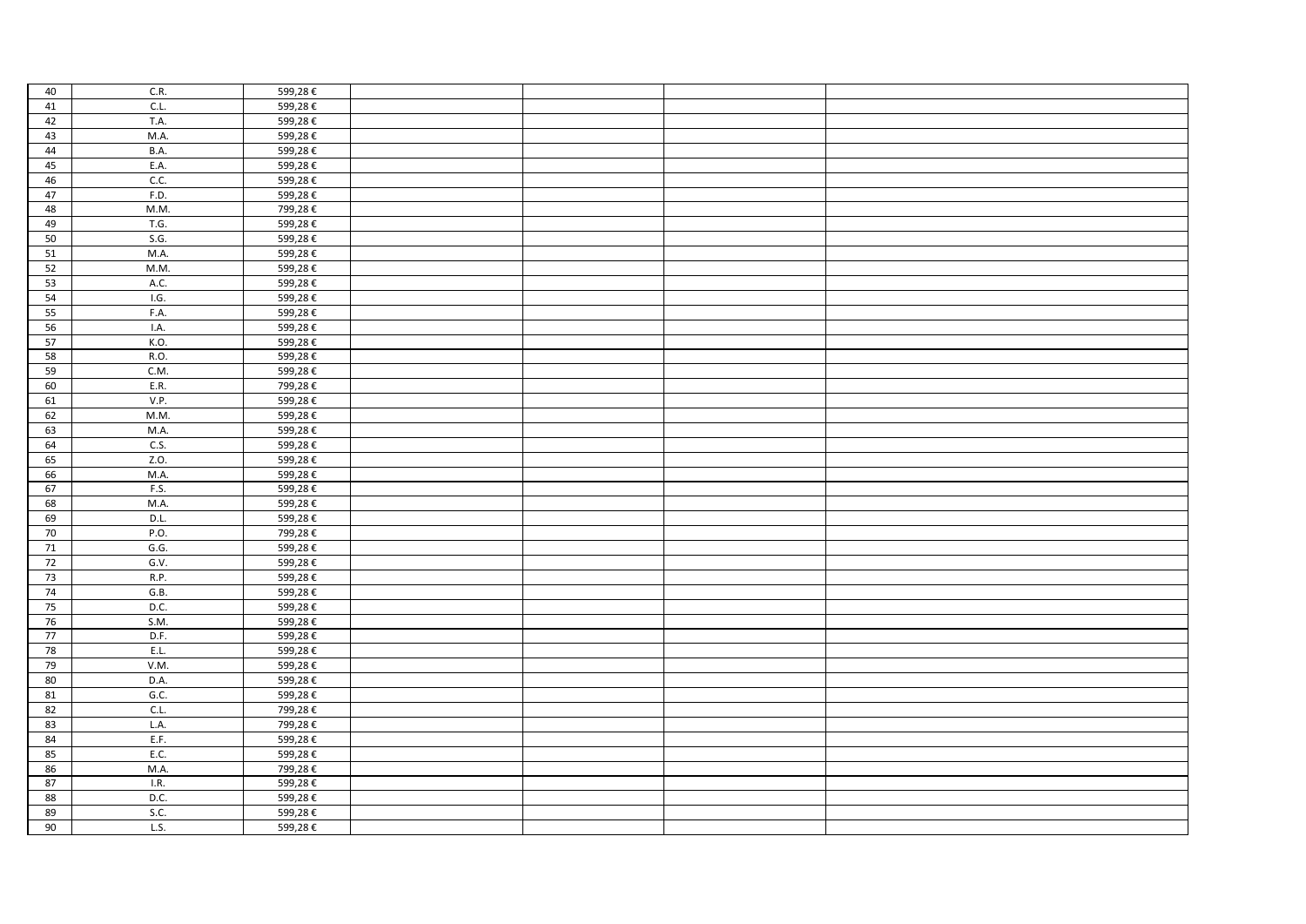| | | | | | | |
|---|---|---|---|---|---|---|
| 40 | C.R. | 599,28 € | | | | |
| 41 | C.L. | 599,28 € | | | | |
| 42 | T.A. | 599,28 € | | | | |
| 43 | M.A. | 599,28 € | | | | |
| 44 | B.A. | 599,28 € | | | | |
| 45 | E.A. | 599,28 € | | | | |
| 46 | C.C. | 599,28 € | | | | |
| 47 | F.D. | 599,28 € | | | | |
| 48 | M.M. | 799,28 € | | | | |
| 49 | T.G. | 599,28 € | | | | |
| 50 | S.G. | 599,28 € | | | | |
| 51 | M.A. | 599,28 € | | | | |
| 52 | M.M. | 599,28 € | | | | |
| 53 | A.C. | 599,28 € | | | | |
| 54 | I.G. | 599,28 € | | | | |
| 55 | F.A. | 599,28 € | | | | |
| 56 | I.A. | 599,28 € | | | | |
| 57 | K.O. | 599,28 € | | | | |
| 58 | R.O. | 599,28 € | | | | |
| 59 | C.M. | 599,28 € | | | | |
| 60 | E.R. | 799,28 € | | | | |
| 61 | V.P. | 599,28 € | | | | |
| 62 | M.M. | 599,28 € | | | | |
| 63 | M.A. | 599,28 € | | | | |
| 64 | C.S. | 599,28 € | | | | |
| 65 | Z.O. | 599,28 € | | | | |
| 66 | M.A. | 599,28 € | | | | |
| 67 | F.S. | 599,28 € | | | | |
| 68 | M.A. | 599,28 € | | | | |
| 69 | D.L. | 599,28 € | | | | |
| 70 | P.O. | 799,28 € | | | | |
| 71 | G.G. | 599,28 € | | | | |
| 72 | G.V. | 599,28 € | | | | |
| 73 | R.P. | 599,28 € | | | | |
| 74 | G.B. | 599,28 € | | | | |
| 75 | D.C. | 599,28 € | | | | |
| 76 | S.M. | 599,28 € | | | | |
| 77 | D.F. | 599,28 € | | | | |
| 78 | E.L. | 599,28 € | | | | |
| 79 | V.M. | 599,28 € | | | | |
| 80 | D.A. | 599,28 € | | | | |
| 81 | G.C. | 599,28 € | | | | |
| 82 | C.L. | 799,28 € | | | | |
| 83 | L.A. | 799,28 € | | | | |
| 84 | E.F. | 599,28 € | | | | |
| 85 | E.C. | 599,28 € | | | | |
| 86 | M.A. | 799,28 € | | | | |
| 87 | I.R. | 599,28 € | | | | |
| 88 | D.C. | 599,28 € | | | | |
| 89 | S.C. | 599,28 € | | | | |
| 90 | L.S. | 599,28 € | | | | |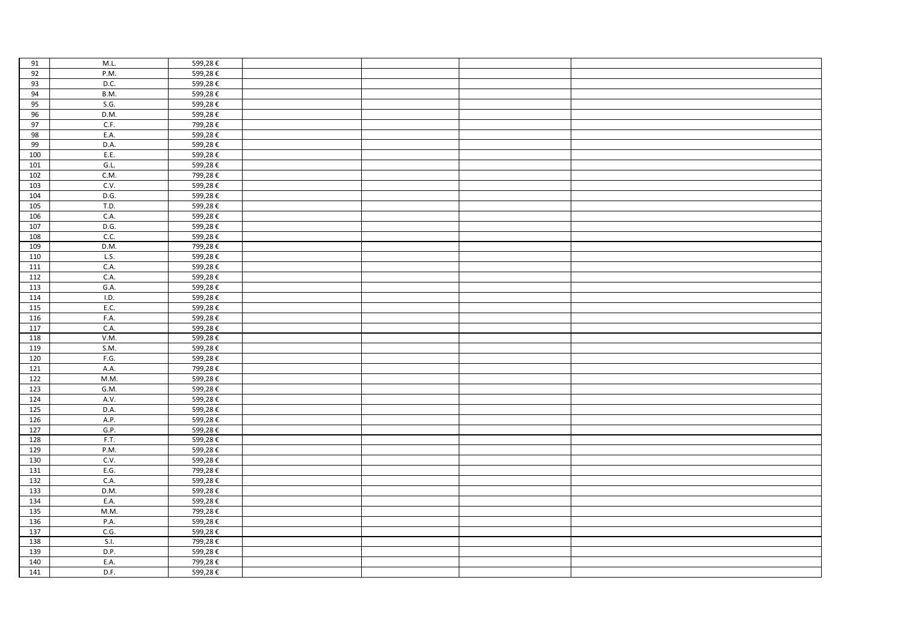| 91 | M.L. | 599,28 € | | | | |
|---|---|---|---|---|---|---|
| 92 | P.M. | 599,28 € | | | | |
| 93 | D.C. | 599,28 € | | | | |
| 94 | B.M. | 599,28 € | | | | |
| 95 | S.G. | 599,28 € | | | | |
| 96 | D.M. | 599,28 € | | | | |
| 97 | C.F. | 799,28 € | | | | |
| 98 | E.A. | 599,28 € | | | | |
| 99 | D.A. | 599,28 € | | | | |
| 100 | E.E. | 599,28 € | | | | |
| 101 | G.L. | 599,28 € | | | | |
| 102 | C.M. | 799,28 € | | | | |
| 103 | C.V. | 599,28 € | | | | |
| 104 | D.G. | 599,28 € | | | | |
| 105 | T.D. | 599,28 € | | | | |
| 106 | C.A. | 599,28 € | | | | |
| 107 | D.G. | 599,28 € | | | | |
| 108 | C.C. | 599,28 € | | | | |
| 109 | D.M. | 799,28 € | | | | |
| 110 | L.S. | 599,28 € | | | | |
| 111 | C.A. | 599,28 € | | | | |
| 112 | C.A. | 599,28 € | | | | |
| 113 | G.A. | 599,28 € | | | | |
| 114 | I.D. | 599,28 € | | | | |
| 115 | E.C. | 599,28 € | | | | |
| 116 | F.A. | 599,28 € | | | | |
| 117 | C.A. | 599,28 € | | | | |
| 118 | V.M. | 599,28 € | | | | |
| 119 | S.M. | 599,28 € | | | | |
| 120 | F.G. | 599,28 € | | | | |
| 121 | A.A. | 799,28 € | | | | |
| 122 | M.M. | 599,28 € | | | | |
| 123 | G.M. | 599,28 € | | | | |
| 124 | A.V. | 599,28 € | | | | |
| 125 | D.A. | 599,28 € | | | | |
| 126 | A.P. | 599,28 € | | | | |
| 127 | G.P. | 599,28 € | | | | |
| 128 | F.T. | 599,28 € | | | | |
| 129 | P.M. | 599,28 € | | | | |
| 130 | C.V. | 599,28 € | | | | |
| 131 | E.G. | 799,28 € | | | | |
| 132 | C.A. | 599,28 € | | | | |
| 133 | D.M. | 599,28 € | | | | |
| 134 | E.A. | 599,28 € | | | | |
| 135 | M.M. | 799,28 € | | | | |
| 136 | P.A. | 599,28 € | | | | |
| 137 | C.G. | 599,28 € | | | | |
| 138 | S.I. | 799,28 € | | | | |
| 139 | D.P. | 599,28 € | | | | |
| 140 | E.A. | 799,28 € | | | | |
| 141 | D.F. | 599,28 € | | | | |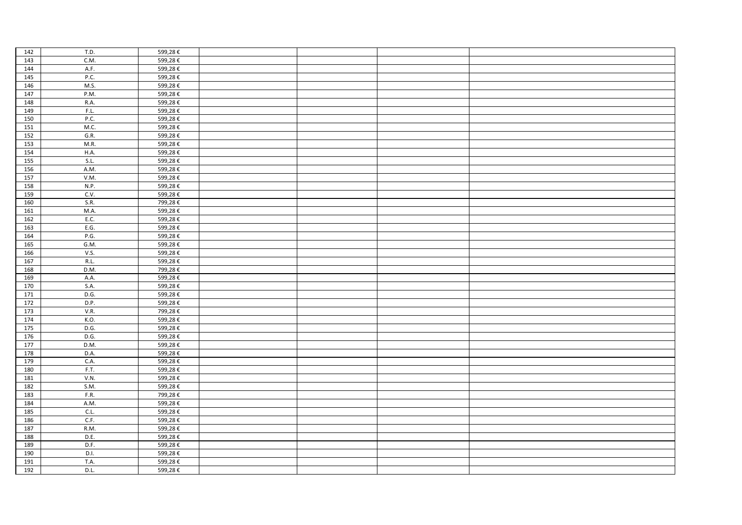| | | | | | | |
|---|---|---|---|---|---|---|
| 142 | T.D. | 599,28 € | | | | |
| 143 | C.M. | 599,28 € | | | | |
| 144 | A.F. | 599,28 € | | | | |
| 145 | P.C. | 599,28 € | | | | |
| 146 | M.S. | 599,28 € | | | | |
| 147 | P.M. | 599,28 € | | | | |
| 148 | R.A. | 599,28 € | | | | |
| 149 | F.L. | 599,28 € | | | | |
| 150 | P.C. | 599,28 € | | | | |
| 151 | M.C. | 599,28 € | | | | |
| 152 | G.R. | 599,28 € | | | | |
| 153 | M.R. | 599,28 € | | | | |
| 154 | H.A. | 599,28 € | | | | |
| 155 | S.L. | 599,28 € | | | | |
| 156 | A.M. | 599,28 € | | | | |
| 157 | V.M. | 599,28 € | | | | |
| 158 | N.P. | 599,28 € | | | | |
| 159 | C.V. | 599,28 € | | | | |
| 160 | S.R. | 799,28 € | | | | |
| 161 | M.A. | 599,28 € | | | | |
| 162 | E.C. | 599,28 € | | | | |
| 163 | E.G. | 599,28 € | | | | |
| 164 | P.G. | 599,28 € | | | | |
| 165 | G.M. | 599,28 € | | | | |
| 166 | V.S. | 599,28 € | | | | |
| 167 | R.L. | 599,28 € | | | | |
| 168 | D.M. | 799,28 € | | | | |
| 169 | A.A. | 599,28 € | | | | |
| 170 | S.A. | 599,28 € | | | | |
| 171 | D.G. | 599,28 € | | | | |
| 172 | D.P. | 599,28 € | | | | |
| 173 | V.R. | 799,28 € | | | | |
| 174 | K.O. | 599,28 € | | | | |
| 175 | D.G. | 599,28 € | | | | |
| 176 | D.G. | 599,28 € | | | | |
| 177 | D.M. | 599,28 € | | | | |
| 178 | D.A. | 599,28 € | | | | |
| 179 | C.A. | 599,28 € | | | | |
| 180 | F.T. | 599,28 € | | | | |
| 181 | V.N. | 599,28 € | | | | |
| 182 | S.M. | 599,28 € | | | | |
| 183 | F.R. | 799,28 € | | | | |
| 184 | A.M. | 599,28 € | | | | |
| 185 | C.L. | 599,28 € | | | | |
| 186 | C.F. | 599,28 € | | | | |
| 187 | R.M. | 599,28 € | | | | |
| 188 | D.E. | 599,28 € | | | | |
| 189 | D.F. | 599,28 € | | | | |
| 190 | D.I. | 599,28 € | | | | |
| 191 | T.A. | 599,28 € | | | | |
| 192 | D.L. | 599,28 € | | | | |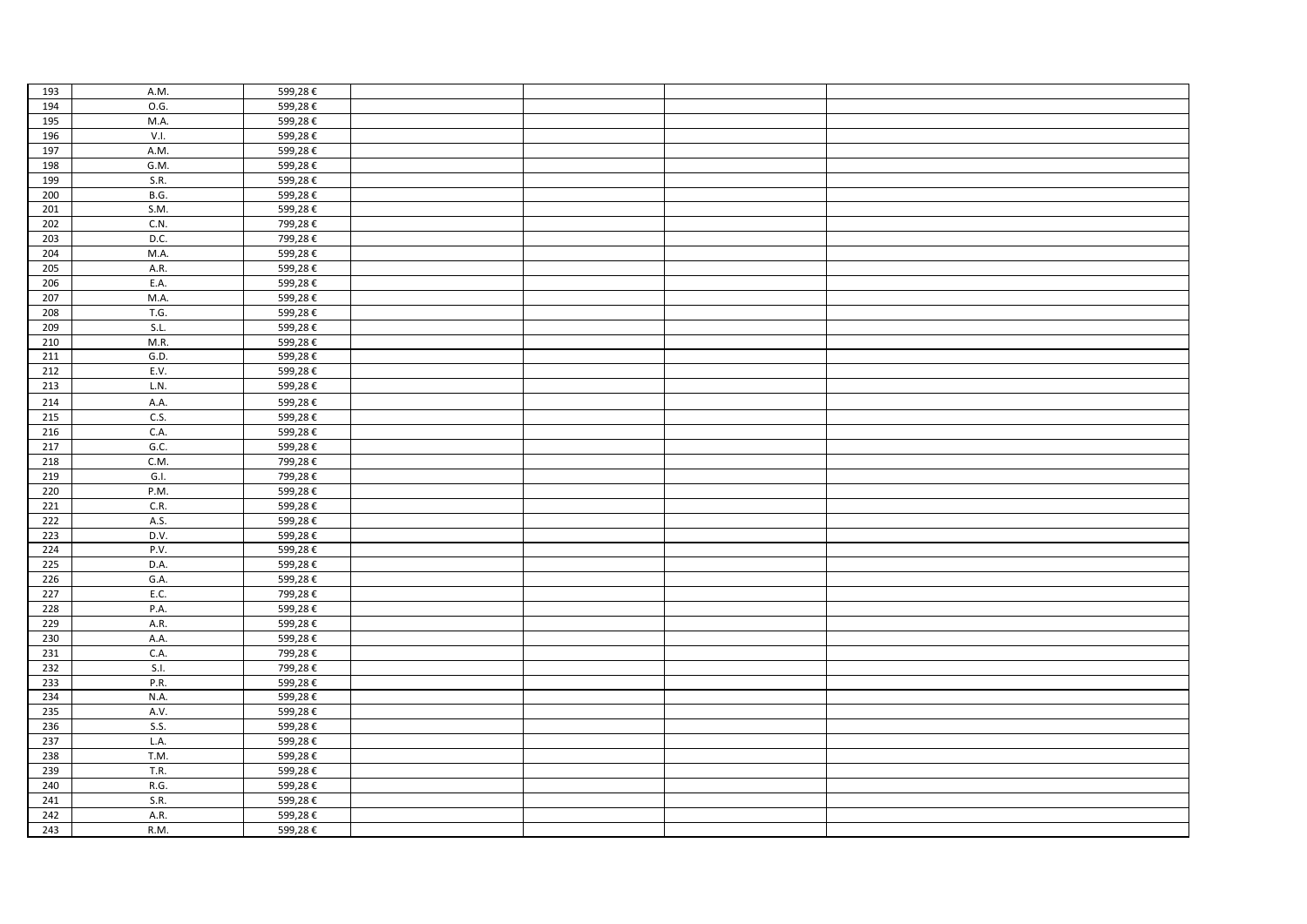| 193 | A.M. | 599,28 € | | | | |
|---|---|---|---|---|---|---|
| 194 | O.G. | 599,28 € | | | | |
| 195 | M.A. | 599,28 € | | | | |
| 196 | V.I. | 599,28 € | | | | |
| 197 | A.M. | 599,28 € | | | | |
| 198 | G.M. | 599,28 € | | | | |
| 199 | S.R. | 599,28 € | | | | |
| 200 | B.G. | 599,28 € | | | | |
| 201 | S.M. | 599,28 € | | | | |
| 202 | C.N. | 799,28 € | | | | |
| 203 | D.C. | 799,28 € | | | | |
| 204 | M.A. | 599,28 € | | | | |
| 205 | A.R. | 599,28 € | | | | |
| 206 | E.A. | 599,28 € | | | | |
| 207 | M.A. | 599,28 € | | | | |
| 208 | T.G. | 599,28 € | | | | |
| 209 | S.L. | 599,28 € | | | | |
| 210 | M.R. | 599,28 € | | | | |
| 211 | G.D. | 599,28 € | | | | |
| 212 | E.V. | 599,28 € | | | | |
| 213 | L.N. | 599,28 € | | | | |
| 214 | A.A. | 599,28 € | | | | |
| 215 | C.S. | 599,28 € | | | | |
| 216 | C.A. | 599,28 € | | | | |
| 217 | G.C. | 599,28 € | | | | |
| 218 | C.M. | 799,28 € | | | | |
| 219 | G.I. | 799,28 € | | | | |
| 220 | P.M. | 599,28 € | | | | |
| 221 | C.R. | 599,28 € | | | | |
| 222 | A.S. | 599,28 € | | | | |
| 223 | D.V. | 599,28 € | | | | |
| 224 | P.V. | 599,28 € | | | | |
| 225 | D.A. | 599,28 € | | | | |
| 226 | G.A. | 599,28 € | | | | |
| 227 | E.C. | 799,28 € | | | | |
| 228 | P.A. | 599,28 € | | | | |
| 229 | A.R. | 599,28 € | | | | |
| 230 | A.A. | 599,28 € | | | | |
| 231 | C.A. | 799,28 € | | | | |
| 232 | S.I. | 799,28 € | | | | |
| 233 | P.R. | 599,28 € | | | | |
| 234 | N.A. | 599,28 € | | | | |
| 235 | A.V. | 599,28 € | | | | |
| 236 | S.S. | 599,28 € | | | | |
| 237 | L.A. | 599,28 € | | | | |
| 238 | T.M. | 599,28 € | | | | |
| 239 | T.R. | 599,28 € | | | | |
| 240 | R.G. | 599,28 € | | | | |
| 241 | S.R. | 599,28 € | | | | |
| 242 | A.R. | 599,28 € | | | | |
| 243 | R.M. | 599,28 € | | | | |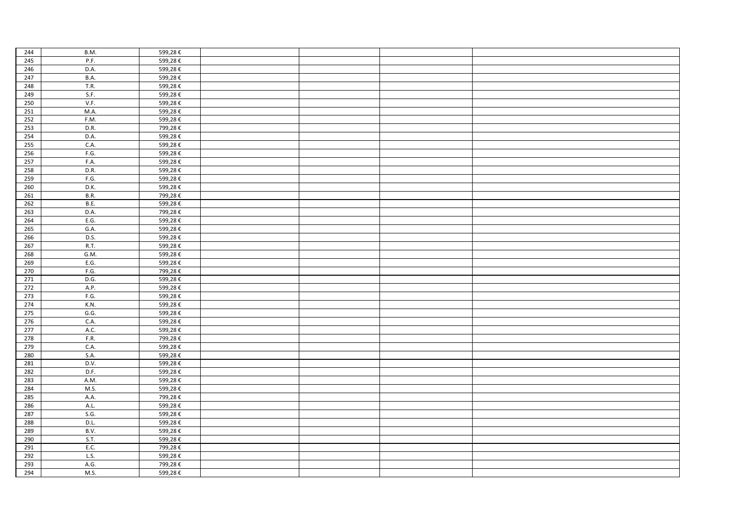| 244 | B.M. | 599,28 € | | | | |
|---|---|---|---|---|---|---|
| 245 | P.F. | 599,28 € | | | | |
| 246 | D.A. | 599,28 € | | | | |
| 247 | B.A. | 599,28 € | | | | |
| 248 | T.R. | 599,28 € | | | | |
| 249 | S.F. | 599,28 € | | | | |
| 250 | V.F. | 599,28 € | | | | |
| 251 | M.A. | 599,28 € | | | | |
| 252 | F.M. | 599,28 € | | | | |
| 253 | D.R. | 799,28 € | | | | |
| 254 | D.A. | 599,28 € | | | | |
| 255 | C.A. | 599,28 € | | | | |
| 256 | F.G. | 599,28 € | | | | |
| 257 | F.A. | 599,28 € | | | | |
| 258 | D.R. | 599,28 € | | | | |
| 259 | F.G. | 599,28 € | | | | |
| 260 | D.K. | 599,28 € | | | | |
| 261 | B.R. | 799,28 € | | | | |
| 262 | B.E. | 599,28 € | | | | |
| 263 | D.A. | 799,28 € | | | | |
| 264 | E.G. | 599,28 € | | | | |
| 265 | G.A. | 599,28 € | | | | |
| 266 | D.S. | 599,28 € | | | | |
| 267 | R.T. | 599,28 € | | | | |
| 268 | G.M. | 599,28 € | | | | |
| 269 | E.G. | 599,28 € | | | | |
| 270 | F.G. | 799,28 € | | | | |
| 271 | D.G. | 599,28 € | | | | |
| 272 | A.P. | 599,28 € | | | | |
| 273 | F.G. | 599,28 € | | | | |
| 274 | K.N. | 599,28 € | | | | |
| 275 | G.G. | 599,28 € | | | | |
| 276 | C.A. | 599,28 € | | | | |
| 277 | A.C. | 599,28 € | | | | |
| 278 | F.R. | 799,28 € | | | | |
| 279 | C.A. | 599,28 € | | | | |
| 280 | S.A. | 599,28 € | | | | |
| 281 | D.V. | 599,28 € | | | | |
| 282 | D.F. | 599,28 € | | | | |
| 283 | A.M. | 599,28 € | | | | |
| 284 | M.S. | 599,28 € | | | | |
| 285 | A.A. | 799,28 € | | | | |
| 286 | A.L. | 599,28 € | | | | |
| 287 | S.G. | 599,28 € | | | | |
| 288 | D.L. | 599,28 € | | | | |
| 289 | B.V. | 599,28 € | | | | |
| 290 | S.T. | 599,28 € | | | | |
| 291 | E.C. | 799,28 € | | | | |
| 292 | L.S. | 599,28 € | | | | |
| 293 | A.G. | 799,28 € | | | | |
| 294 | M.S. | 599,28 € | | | | |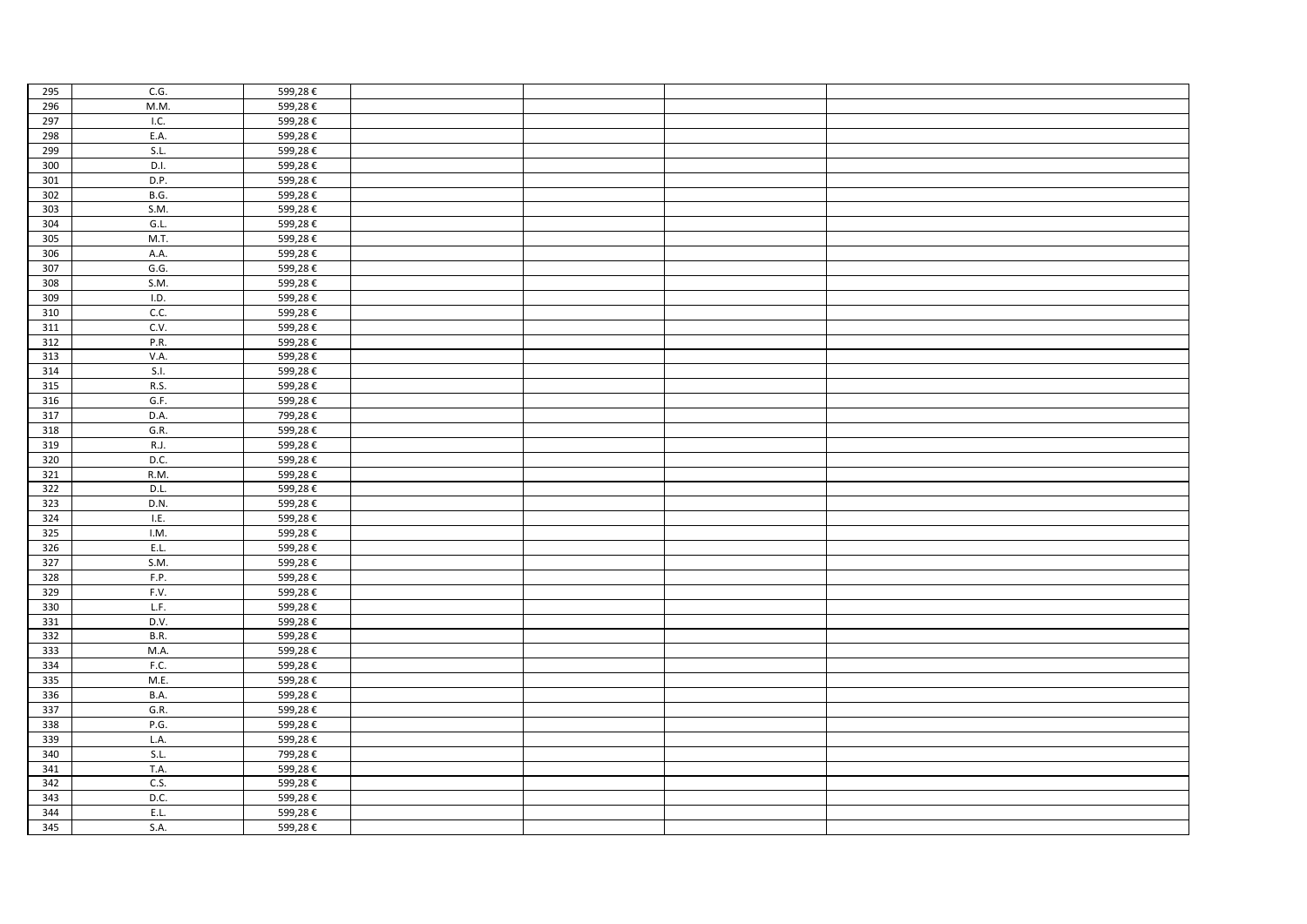| | | | | | | |
|---|---|---|---|---|---|---|
| 295 | C.G. | 599,28 € | | | | |
| 296 | M.M. | 599,28 € | | | | |
| 297 | I.C. | 599,28 € | | | | |
| 298 | E.A. | 599,28 € | | | | |
| 299 | S.L. | 599,28 € | | | | |
| 300 | D.I. | 599,28 € | | | | |
| 301 | D.P. | 599,28 € | | | | |
| 302 | B.G. | 599,28 € | | | | |
| 303 | S.M. | 599,28 € | | | | |
| 304 | G.L. | 599,28 € | | | | |
| 305 | M.T. | 599,28 € | | | | |
| 306 | A.A. | 599,28 € | | | | |
| 307 | G.G. | 599,28 € | | | | |
| 308 | S.M. | 599,28 € | | | | |
| 309 | I.D. | 599,28 € | | | | |
| 310 | C.C. | 599,28 € | | | | |
| 311 | C.V. | 599,28 € | | | | |
| 312 | P.R. | 599,28 € | | | | |
| 313 | V.A. | 599,28 € | | | | |
| 314 | S.I. | 599,28 € | | | | |
| 315 | R.S. | 599,28 € | | | | |
| 316 | G.F. | 599,28 € | | | | |
| 317 | D.A. | 799,28 € | | | | |
| 318 | G.R. | 599,28 € | | | | |
| 319 | R.J. | 599,28 € | | | | |
| 320 | D.C. | 599,28 € | | | | |
| 321 | R.M. | 599,28 € | | | | |
| 322 | D.L. | 599,28 € | | | | |
| 323 | D.N. | 599,28 € | | | | |
| 324 | I.E. | 599,28 € | | | | |
| 325 | I.M. | 599,28 € | | | | |
| 326 | E.L. | 599,28 € | | | | |
| 327 | S.M. | 599,28 € | | | | |
| 328 | F.P. | 599,28 € | | | | |
| 329 | F.V. | 599,28 € | | | | |
| 330 | L.F. | 599,28 € | | | | |
| 331 | D.V. | 599,28 € | | | | |
| 332 | B.R. | 599,28 € | | | | |
| 333 | M.A. | 599,28 € | | | | |
| 334 | F.C. | 599,28 € | | | | |
| 335 | M.E. | 599,28 € | | | | |
| 336 | B.A. | 599,28 € | | | | |
| 337 | G.R. | 599,28 € | | | | |
| 338 | P.G. | 599,28 € | | | | |
| 339 | L.A. | 599,28 € | | | | |
| 340 | S.L. | 799,28 € | | | | |
| 341 | T.A. | 599,28 € | | | | |
| 342 | C.S. | 599,28 € | | | | |
| 343 | D.C. | 599,28 € | | | | |
| 344 | E.L. | 599,28 € | | | | |
| 345 | S.A. | 599,28 € | | | | |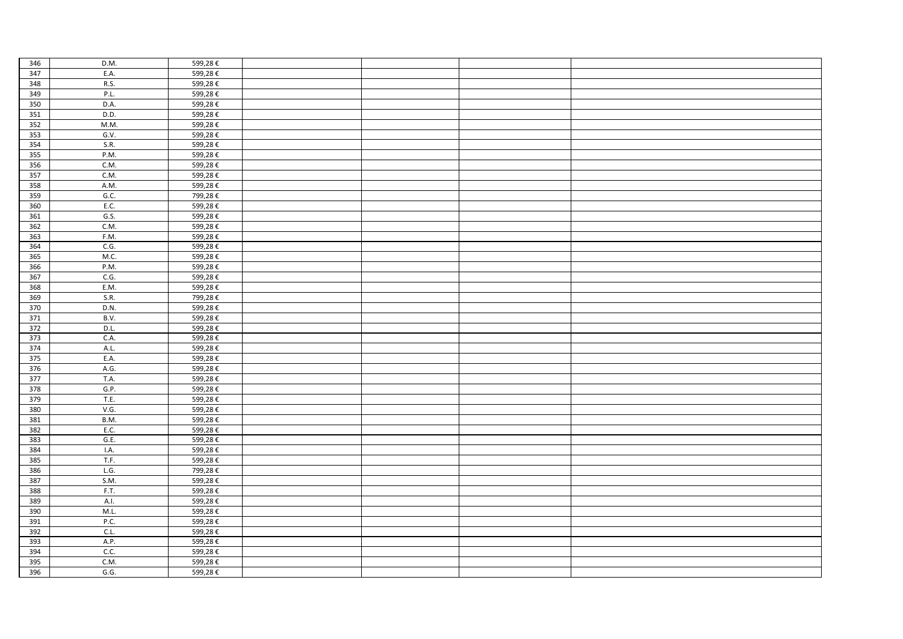| 346 | D.M. | 599,28 € | | | | |
|---|---|---|---|---|---|---|
| 347 | E.A. | 599,28 € | | | | |
| 348 | R.S. | 599,28 € | | | | |
| 349 | P.L. | 599,28 € | | | | |
| 350 | D.A. | 599,28 € | | | | |
| 351 | D.D. | 599,28 € | | | | |
| 352 | M.M. | 599,28 € | | | | |
| 353 | G.V. | 599,28 € | | | | |
| 354 | S.R. | 599,28 € | | | | |
| 355 | P.M. | 599,28 € | | | | |
| 356 | C.M. | 599,28 € | | | | |
| 357 | C.M. | 599,28 € | | | | |
| 358 | A.M. | 599,28 € | | | | |
| 359 | G.C. | 799,28 € | | | | |
| 360 | E.C. | 599,28 € | | | | |
| 361 | G.S. | 599,28 € | | | | |
| 362 | C.M. | 599,28 € | | | | |
| 363 | F.M. | 599,28 € | | | | |
| 364 | C.G. | 599,28 € | | | | |
| 365 | M.C. | 599,28 € | | | | |
| 366 | P.M. | 599,28 € | | | | |
| 367 | C.G. | 599,28 € | | | | |
| 368 | E.M. | 599,28 € | | | | |
| 369 | S.R. | 799,28 € | | | | |
| 370 | D.N. | 599,28 € | | | | |
| 371 | B.V. | 599,28 € | | | | |
| 372 | D.L. | 599,28 € | | | | |
| 373 | C.A. | 599,28 € | | | | |
| 374 | A.L. | 599,28 € | | | | |
| 375 | E.A. | 599,28 € | | | | |
| 376 | A.G. | 599,28 € | | | | |
| 377 | T.A. | 599,28 € | | | | |
| 378 | G.P. | 599,28 € | | | | |
| 379 | T.E. | 599,28 € | | | | |
| 380 | V.G. | 599,28 € | | | | |
| 381 | B.M. | 599,28 € | | | | |
| 382 | E.C. | 599,28 € | | | | |
| 383 | G.E. | 599,28 € | | | | |
| 384 | I.A. | 599,28 € | | | | |
| 385 | T.F. | 599,28 € | | | | |
| 386 | L.G. | 799,28 € | | | | |
| 387 | S.M. | 599,28 € | | | | |
| 388 | F.T. | 599,28 € | | | | |
| 389 | A.I. | 599,28 € | | | | |
| 390 | M.L. | 599,28 € | | | | |
| 391 | P.C. | 599,28 € | | | | |
| 392 | C.L. | 599,28 € | | | | |
| 393 | A.P. | 599,28 € | | | | |
| 394 | C.C. | 599,28 € | | | | |
| 395 | C.M. | 599,28 € | | | | |
| 396 | G.G. | 599,28 € | | | | |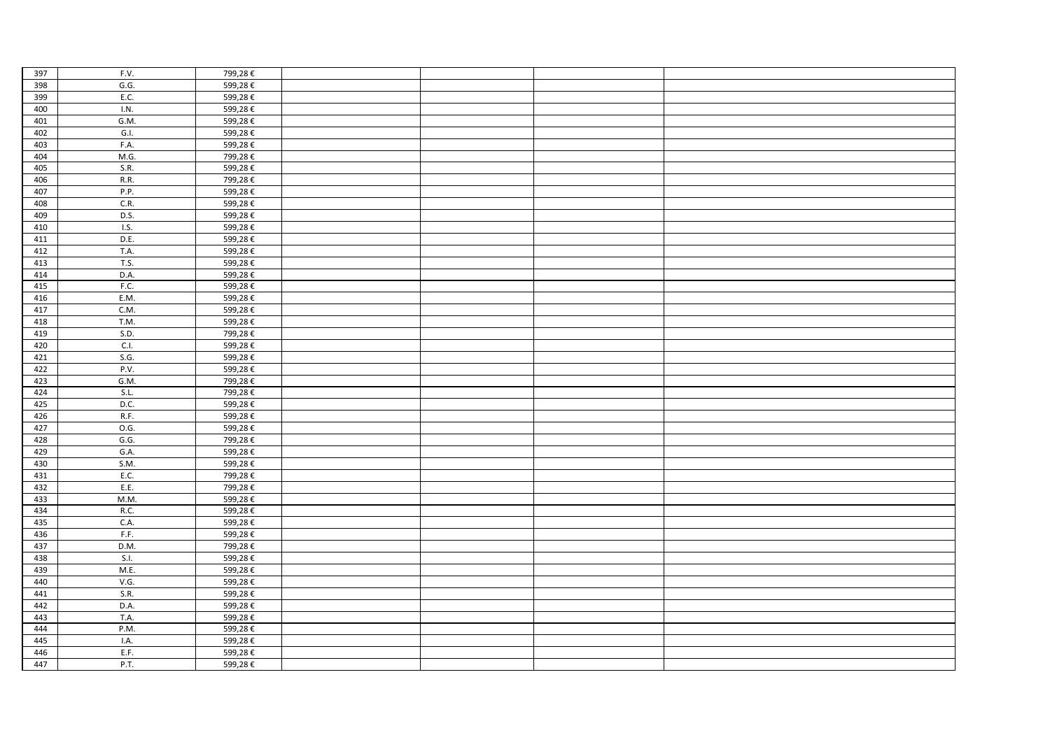| 397 | F.V. | 799,28 € | | | | |
|---|---|---|---|---|---|---|
| 398 | G.G. | 599,28 € | | | | |
| 399 | E.C. | 599,28 € | | | | |
| 400 | I.N. | 599,28 € | | | | |
| 401 | G.M. | 599,28 € | | | | |
| 402 | G.I. | 599,28 € | | | | |
| 403 | F.A. | 599,28 € | | | | |
| 404 | M.G. | 799,28 € | | | | |
| 405 | S.R. | 599,28 € | | | | |
| 406 | R.R. | 799,28 € | | | | |
| 407 | P.P. | 599,28 € | | | | |
| 408 | C.R. | 599,28 € | | | | |
| 409 | D.S. | 599,28 € | | | | |
| 410 | I.S. | 599,28 € | | | | |
| 411 | D.E. | 599,28 € | | | | |
| 412 | T.A. | 599,28 € | | | | |
| 413 | T.S. | 599,28 € | | | | |
| 414 | D.A. | 599,28 € | | | | |
| 415 | F.C. | 599,28 € | | | | |
| 416 | E.M. | 599,28 € | | | | |
| 417 | C.M. | 599,28 € | | | | |
| 418 | T.M. | 599,28 € | | | | |
| 419 | S.D. | 799,28 € | | | | |
| 420 | C.I. | 599,28 € | | | | |
| 421 | S.G. | 599,28 € | | | | |
| 422 | P.V. | 599,28 € | | | | |
| 423 | G.M. | 799,28 € | | | | |
| 424 | S.L. | 799,28 € | | | | |
| 425 | D.C. | 599,28 € | | | | |
| 426 | R.F. | 599,28 € | | | | |
| 427 | O.G. | 599,28 € | | | | |
| 428 | G.G. | 799,28 € | | | | |
| 429 | G.A. | 599,28 € | | | | |
| 430 | S.M. | 599,28 € | | | | |
| 431 | E.C. | 799,28 € | | | | |
| 432 | E.E. | 799,28 € | | | | |
| 433 | M.M. | 599,28 € | | | | |
| 434 | R.C. | 599,28 € | | | | |
| 435 | C.A. | 599,28 € | | | | |
| 436 | F.F. | 599,28 € | | | | |
| 437 | D.M. | 799,28 € | | | | |
| 438 | S.I. | 599,28 € | | | | |
| 439 | M.E. | 599,28 € | | | | |
| 440 | V.G. | 599,28 € | | | | |
| 441 | S.R. | 599,28 € | | | | |
| 442 | D.A. | 599,28 € | | | | |
| 443 | T.A. | 599,28 € | | | | |
| 444 | P.M. | 599,28 € | | | | |
| 445 | I.A. | 599,28 € | | | | |
| 446 | E.F. | 599,28 € | | | | |
| 447 | P.T. | 599,28 € | | | | |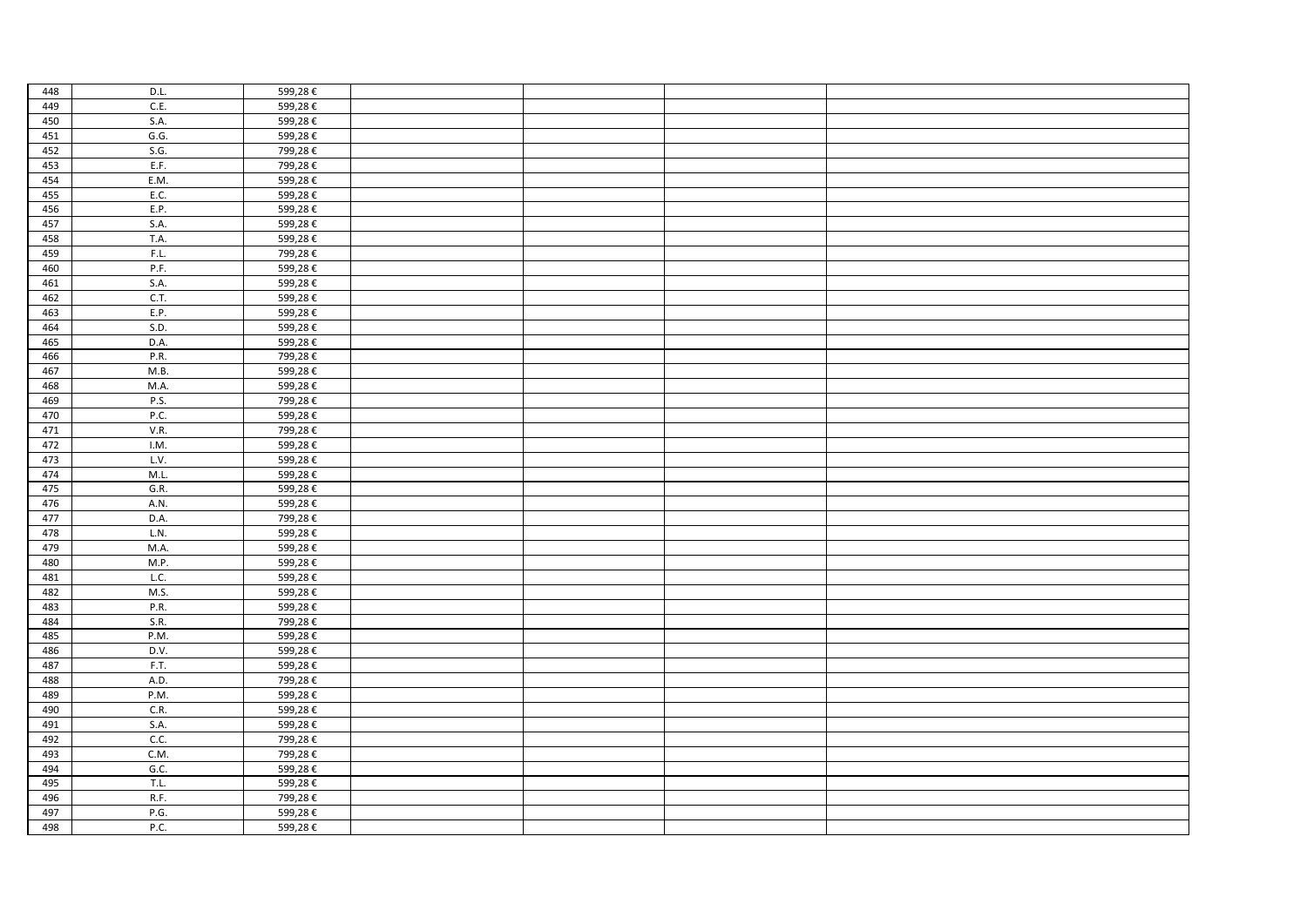| | | | | | | |
|---|---|---|---|---|---|---|
| 448 | D.L. | 599,28 € | | | | |
| 449 | C.E. | 599,28 € | | | | |
| 450 | S.A. | 599,28 € | | | | |
| 451 | G.G. | 599,28 € | | | | |
| 452 | S.G. | 799,28 € | | | | |
| 453 | E.F. | 799,28 € | | | | |
| 454 | E.M. | 599,28 € | | | | |
| 455 | E.C. | 599,28 € | | | | |
| 456 | E.P. | 599,28 € | | | | |
| 457 | S.A. | 599,28 € | | | | |
| 458 | T.A. | 599,28 € | | | | |
| 459 | F.L. | 799,28 € | | | | |
| 460 | P.F. | 599,28 € | | | | |
| 461 | S.A. | 599,28 € | | | | |
| 462 | C.T. | 599,28 € | | | | |
| 463 | E.P. | 599,28 € | | | | |
| 464 | S.D. | 599,28 € | | | | |
| 465 | D.A. | 599,28 € | | | | |
| 466 | P.R. | 799,28 € | | | | |
| 467 | M.B. | 599,28 € | | | | |
| 468 | M.A. | 599,28 € | | | | |
| 469 | P.S. | 799,28 € | | | | |
| 470 | P.C. | 599,28 € | | | | |
| 471 | V.R. | 799,28 € | | | | |
| 472 | I.M. | 599,28 € | | | | |
| 473 | L.V. | 599,28 € | | | | |
| 474 | M.L. | 599,28 € | | | | |
| 475 | G.R. | 599,28 € | | | | |
| 476 | A.N. | 599,28 € | | | | |
| 477 | D.A. | 799,28 € | | | | |
| 478 | L.N. | 599,28 € | | | | |
| 479 | M.A. | 599,28 € | | | | |
| 480 | M.P. | 599,28 € | | | | |
| 481 | L.C. | 599,28 € | | | | |
| 482 | M.S. | 599,28 € | | | | |
| 483 | P.R. | 599,28 € | | | | |
| 484 | S.R. | 799,28 € | | | | |
| 485 | P.M. | 599,28 € | | | | |
| 486 | D.V. | 599,28 € | | | | |
| 487 | F.T. | 599,28 € | | | | |
| 488 | A.D. | 799,28 € | | | | |
| 489 | P.M. | 599,28 € | | | | |
| 490 | C.R. | 599,28 € | | | | |
| 491 | S.A. | 599,28 € | | | | |
| 492 | C.C. | 799,28 € | | | | |
| 493 | C.M. | 799,28 € | | | | |
| 494 | G.C. | 599,28 € | | | | |
| 495 | T.L. | 599,28 € | | | | |
| 496 | R.F. | 799,28 € | | | | |
| 497 | P.G. | 599,28 € | | | | |
| 498 | P.C. | 599,28 € | | | | |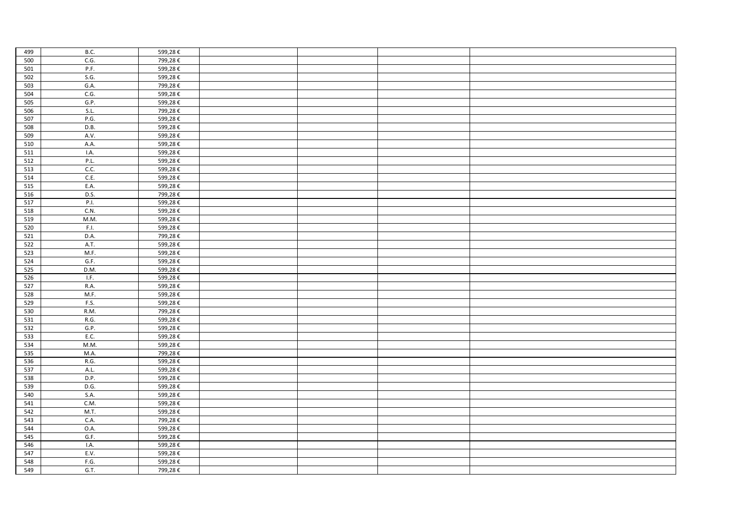| 499 | B.C. | 599,28 € | | | | |
|---|---|---|---|---|---|---|
| 500 | C.G. | 799,28 € | | | | |
| 501 | P.F. | 599,28 € | | | | |
| 502 | S.G. | 599,28 € | | | | |
| 503 | G.A. | 799,28 € | | | | |
| 504 | C.G. | 599,28 € | | | | |
| 505 | G.P. | 599,28 € | | | | |
| 506 | S.L. | 799,28 € | | | | |
| 507 | P.G. | 599,28 € | | | | |
| 508 | D.B. | 599,28 € | | | | |
| 509 | A.V. | 599,28 € | | | | |
| 510 | A.A. | 599,28 € | | | | |
| 511 | I.A. | 599,28 € | | | | |
| 512 | P.L. | 599,28 € | | | | |
| 513 | C.C. | 599,28 € | | | | |
| 514 | C.E. | 599,28 € | | | | |
| 515 | E.A. | 599,28 € | | | | |
| 516 | D.S. | 799,28 € | | | | |
| 517 | P.I. | 599,28 € | | | | |
| 518 | C.N. | 599,28 € | | | | |
| 519 | M.M. | 599,28 € | | | | |
| 520 | F.I. | 599,28 € | | | | |
| 521 | D.A. | 799,28 € | | | | |
| 522 | A.T. | 599,28 € | | | | |
| 523 | M.F. | 599,28 € | | | | |
| 524 | G.F. | 599,28 € | | | | |
| 525 | D.M. | 599,28 € | | | | |
| 526 | I.F. | 599,28 € | | | | |
| 527 | R.A. | 599,28 € | | | | |
| 528 | M.F. | 599,28 € | | | | |
| 529 | F.S. | 599,28 € | | | | |
| 530 | R.M. | 799,28 € | | | | |
| 531 | R.G. | 599,28 € | | | | |
| 532 | G.P. | 599,28 € | | | | |
| 533 | E.C. | 599,28 € | | | | |
| 534 | M.M. | 599,28 € | | | | |
| 535 | M.A. | 799,28 € | | | | |
| 536 | R.G. | 599,28 € | | | | |
| 537 | A.L. | 599,28 € | | | | |
| 538 | D.P. | 599,28 € | | | | |
| 539 | D.G. | 599,28 € | | | | |
| 540 | S.A. | 599,28 € | | | | |
| 541 | C.M. | 599,28 € | | | | |
| 542 | M.T. | 599,28 € | | | | |
| 543 | C.A. | 799,28 € | | | | |
| 544 | O.A. | 599,28 € | | | | |
| 545 | G.F. | 599,28 € | | | | |
| 546 | I.A. | 599,28 € | | | | |
| 547 | E.V. | 599,28 € | | | | |
| 548 | F.G. | 599,28 € | | | | |
| 549 | G.T. | 799,28 € | | | | |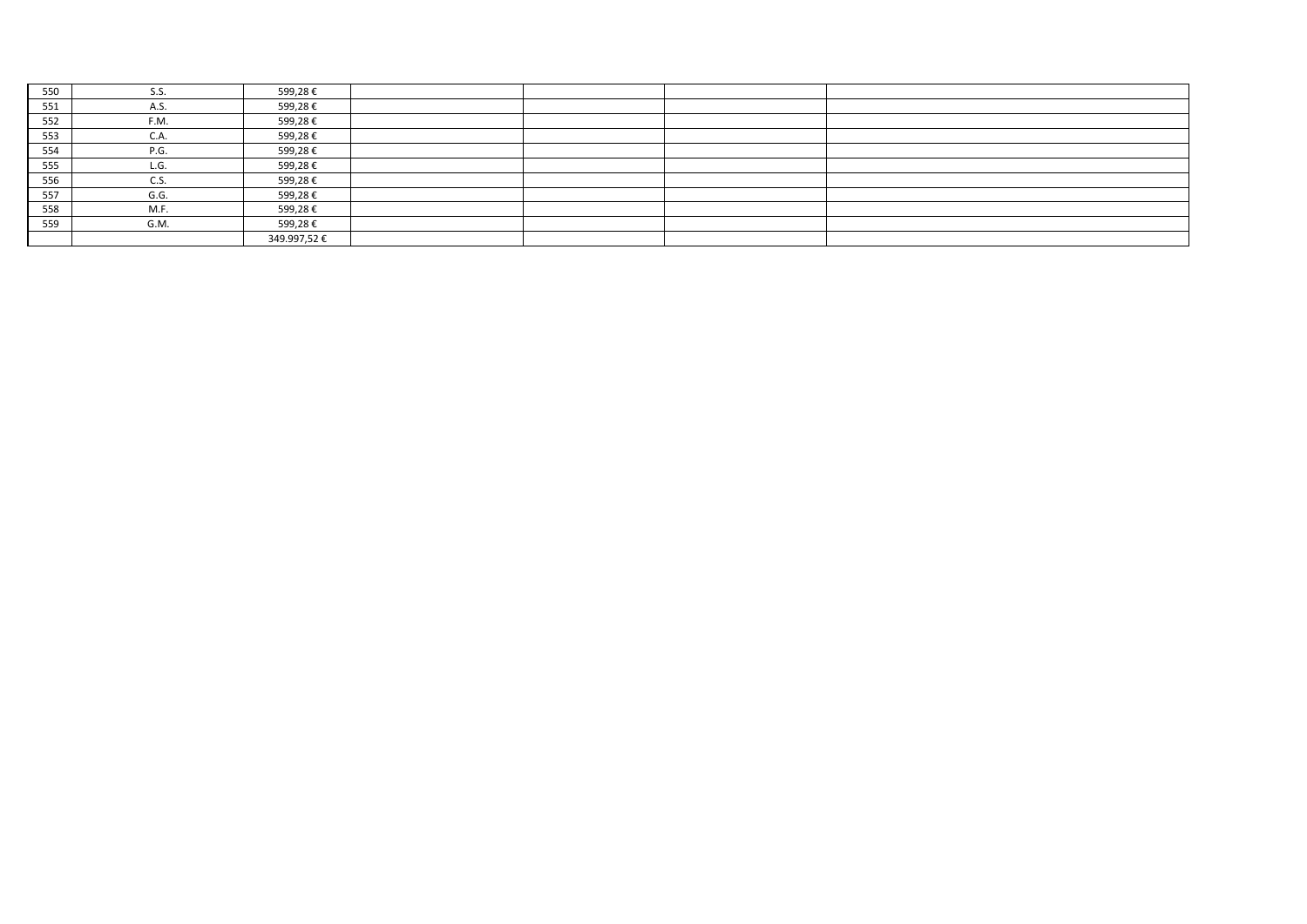| | | | | | | |
|---|---|---|---|---|---|---|
| 550 | S.S. | 599,28 € | | | | |
| 551 | A.S. | 599,28 € | | | | |
| 552 | F.M. | 599,28 € | | | | |
| 553 | C.A. | 599,28 € | | | | |
| 554 | P.G. | 599,28 € | | | | |
| 555 | L.G. | 599,28 € | | | | |
| 556 | C.S. | 599,28 € | | | | |
| 557 | G.G. | 599,28 € | | | | |
| 558 | M.F. | 599,28 € | | | | |
| 559 | G.M. | 599,28 € | | | | |
| | | 349.997,52 € | | | | |